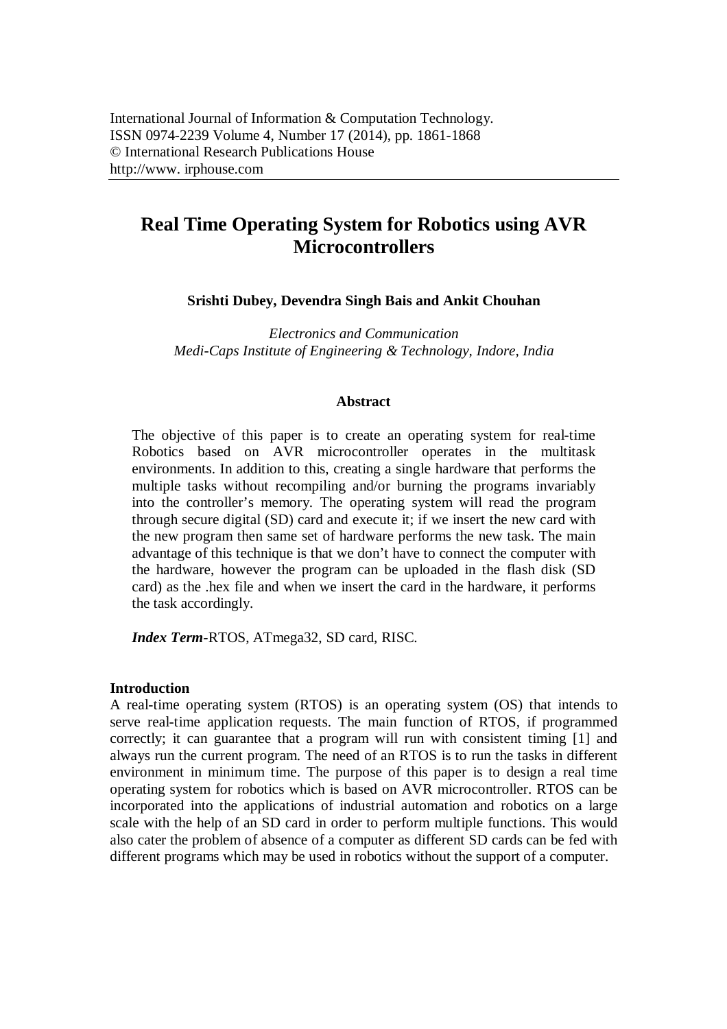International Journal of Information & Computation Technology.
ISSN 0974-2239 Volume 4, Number 17 (2014), pp. 1861-1868
© International Research Publications House
http://www. irphouse.com

# Real Time Operating System for Robotics using AVR Microcontrollers

**Srishti Dubey, Devendra Singh Bais and Ankit Chouhan**

*Electronics and Communication*
*Medi-Caps Institute of Engineering & Technology, Indore, India*

## Abstract

The objective of this paper is to create an operating system for real-time Robotics based on AVR microcontroller operates in the multitask environments. In addition to this, creating a single hardware that performs the multiple tasks without recompiling and/or burning the programs invariably into the controller's memory. The operating system will read the program through secure digital (SD) card and execute it; if we insert the new card with the new program then same set of hardware performs the new task. The main advantage of this technique is that we don't have to connect the computer with the hardware, however the program can be uploaded in the flash disk (SD card) as the .hex file and when we insert the card in the hardware, it performs the task accordingly.

***Index Term*-**RTOS, ATmega32, SD card, RISC.

## Introduction

A real-time operating system (RTOS) is an operating system (OS) that intends to serve real-time application requests. The main function of RTOS, if programmed correctly; it can guarantee that a program will run with consistent timing [1] and always run the current program. The need of an RTOS is to run the tasks in different environment in minimum time. The purpose of this paper is to design a real time operating system for robotics which is based on AVR microcontroller. RTOS can be incorporated into the applications of industrial automation and robotics on a large scale with the help of an SD card in order to perform multiple functions. This would also cater the problem of absence of a computer as different SD cards can be fed with different programs which may be used in robotics without the support of a computer.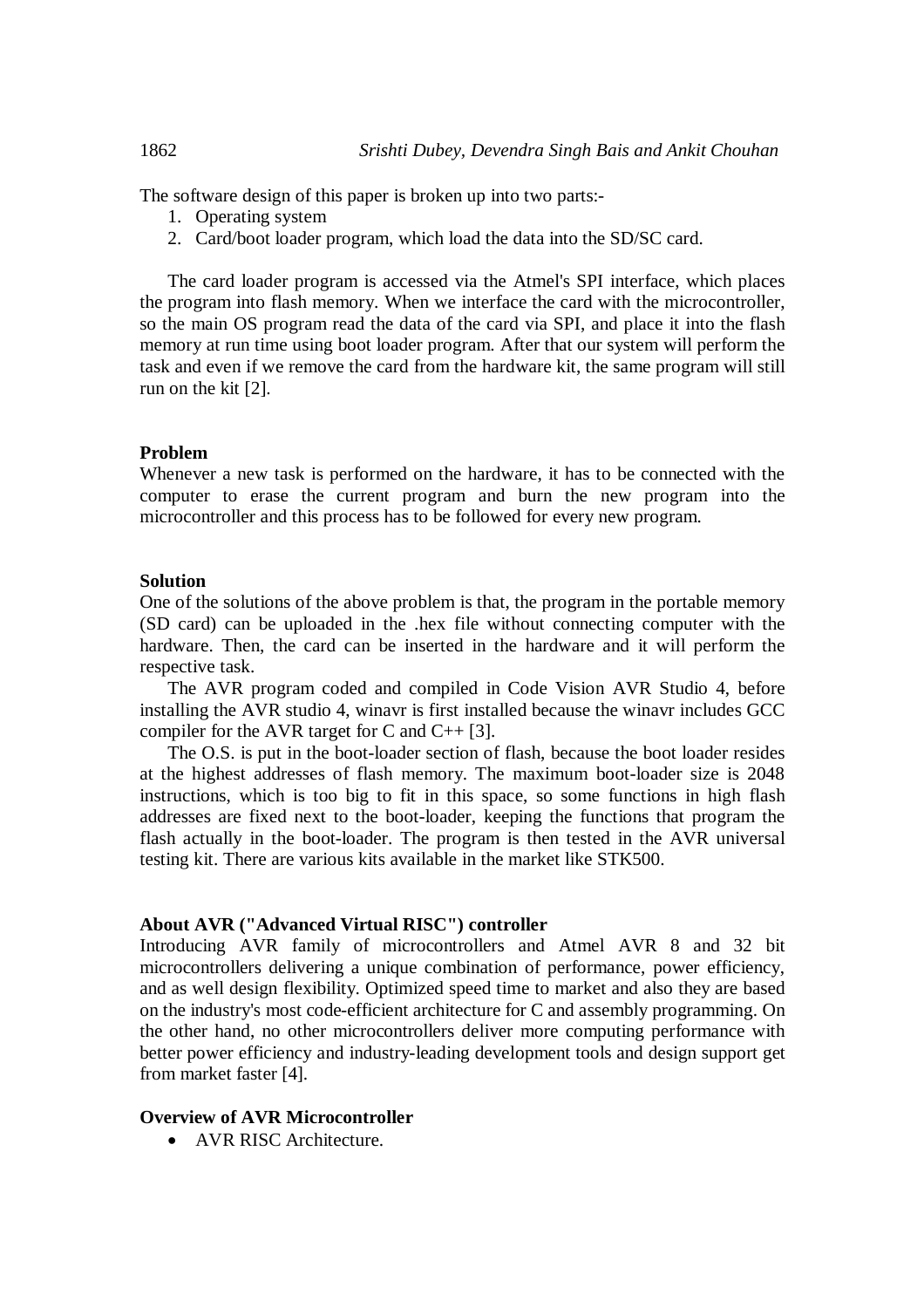The software design of this paper is broken up into two parts:-

1. Operating system
2. Card/boot loader program, which load the data into the SD/SC card.

The card loader program is accessed via the Atmel's SPI interface, which places the program into flash memory. When we interface the card with the microcontroller, so the main OS program read the data of the card via SPI, and place it into the flash memory at run time using boot loader program. After that our system will perform the task and even if we remove the card from the hardware kit, the same program will still run on the kit [2].

**Problem**

Whenever a new task is performed on the hardware, it has to be connected with the computer to erase the current program and burn the new program into the microcontroller and this process has to be followed for every new program.

**Solution**

One of the solutions of the above problem is that, the program in the portable memory (SD card) can be uploaded in the .hex file without connecting computer with the hardware. Then, the card can be inserted in the hardware and it will perform the respective task.

The AVR program coded and compiled in Code Vision AVR Studio 4, before installing the AVR studio 4, winavr is first installed because the winavr includes GCC compiler for the AVR target for C and C++ [3].

The O.S. is put in the boot-loader section of flash, because the boot loader resides at the highest addresses of flash memory. The maximum boot-loader size is 2048 instructions, which is too big to fit in this space, so some functions in high flash addresses are fixed next to the boot-loader, keeping the functions that program the flash actually in the boot-loader. The program is then tested in the AVR universal testing kit. There are various kits available in the market like STK500.

**About AVR ("Advanced Virtual RISC") controller**

Introducing AVR family of microcontrollers and Atmel AVR 8 and 32 bit microcontrollers delivering a unique combination of performance, power efficiency, and as well design flexibility. Optimized speed time to market and also they are based on the industry's most code-efficient architecture for C and assembly programming. On the other hand, no other microcontrollers deliver more computing performance with better power efficiency and industry-leading development tools and design support get from market faster [4].

**Overview of AVR Microcontroller**

- AVR RISC Architecture.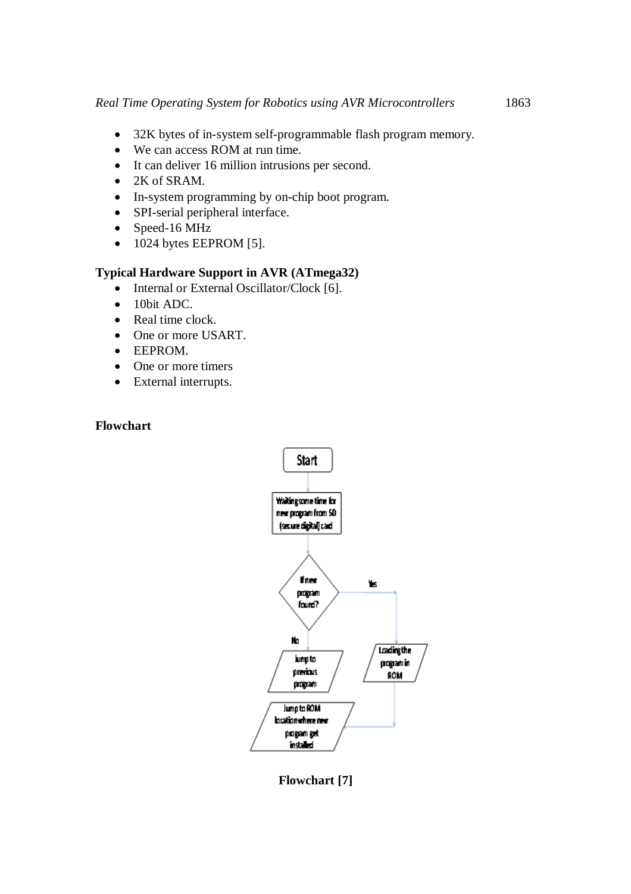- 32K bytes of in-system self-programmable flash program memory.
- We can access ROM at run time.
- It can deliver 16 million intrusions per second.
- 2K of SRAM.
- In-system programming by on-chip boot program.
- SPI-serial peripheral interface.
- Speed-16 MHz
- 1024 bytes EEPROM [5].

**Typical Hardware Support in AVR (ATmega32)**

- Internal or External Oscillator/Clock [6].
- 10bit ADC.
- Real time clock.
- One or more USART.
- EEPROM.
- One or more timers
- External interrupts.

**Flowchart**

**Flowchart [7]**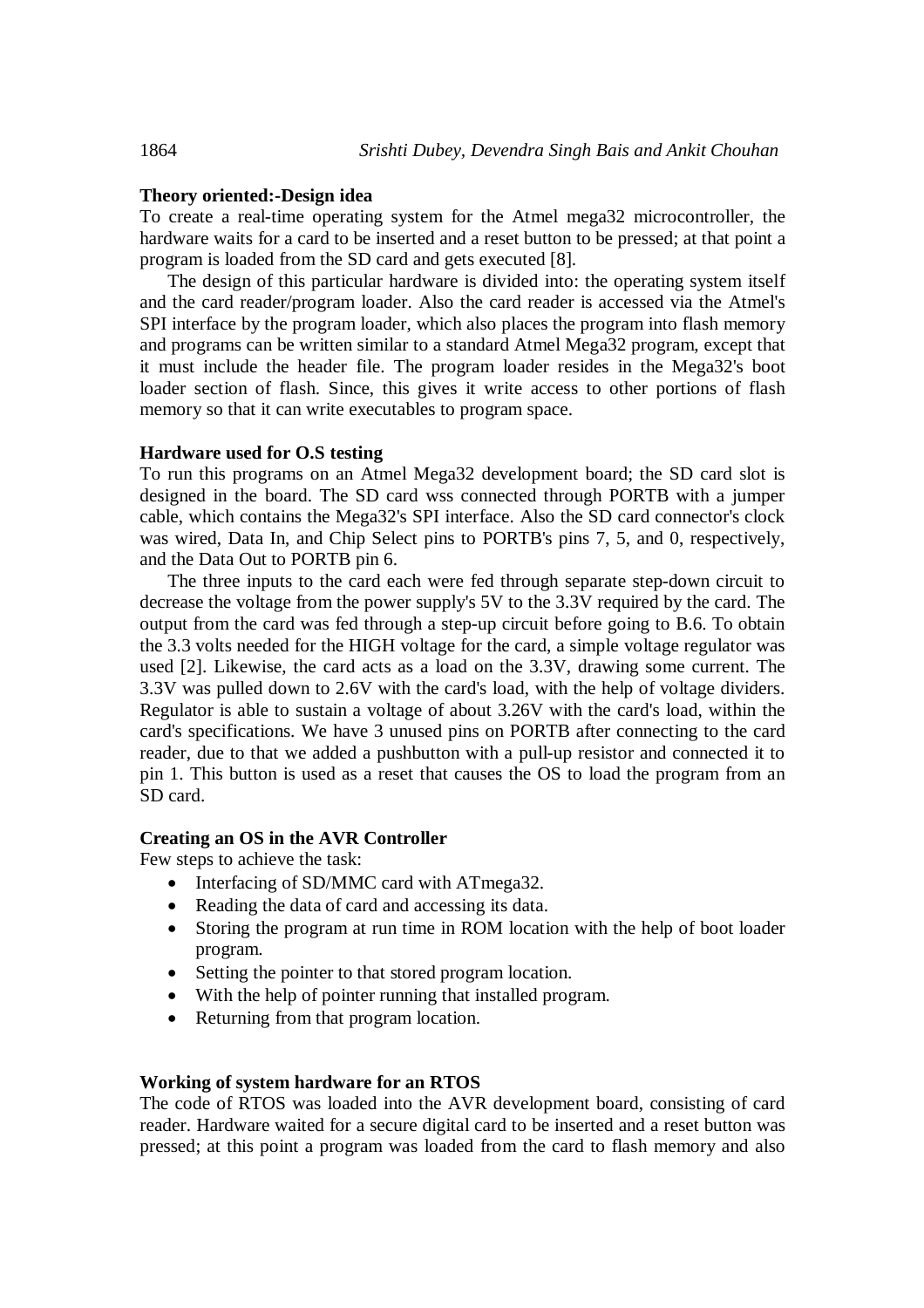**Theory oriented:-Design idea**

To create a real-time operating system for the Atmel mega32 microcontroller, the hardware waits for a card to be inserted and a reset button to be pressed; at that point a program is loaded from the SD card and gets executed [8].

The design of this particular hardware is divided into: the operating system itself and the card reader/program loader. Also the card reader is accessed via the Atmel's SPI interface by the program loader, which also places the program into flash memory and programs can be written similar to a standard Atmel Mega32 program, except that it must include the header file. The program loader resides in the Mega32's boot loader section of flash. Since, this gives it write access to other portions of flash memory so that it can write executables to program space.

**Hardware used for O.S testing**

To run this programs on an Atmel Mega32 development board; the SD card slot is designed in the board. The SD card wss connected through PORTB with a jumper cable, which contains the Mega32's SPI interface. Also the SD card connector's clock was wired, Data In, and Chip Select pins to PORTB's pins 7, 5, and 0, respectively, and the Data Out to PORTB pin 6.

The three inputs to the card each were fed through separate step-down circuit to decrease the voltage from the power supply's 5V to the 3.3V required by the card. The output from the card was fed through a step-up circuit before going to B.6. To obtain the 3.3 volts needed for the HIGH voltage for the card, a simple voltage regulator was used [2]. Likewise, the card acts as a load on the 3.3V, drawing some current. The 3.3V was pulled down to 2.6V with the card's load, with the help of voltage dividers. Regulator is able to sustain a voltage of about 3.26V with the card's load, within the card's specifications. We have 3 unused pins on PORTB after connecting to the card reader, due to that we added a pushbutton with a pull-up resistor and connected it to pin 1. This button is used as a reset that causes the OS to load the program from an SD card.

**Creating an OS in the AVR Controller**

Few steps to achieve the task:

- Interfacing of SD/MMC card with ATmega32.
- Reading the data of card and accessing its data.
- Storing the program at run time in ROM location with the help of boot loader program.
- Setting the pointer to that stored program location.
- With the help of pointer running that installed program.
- Returning from that program location.

**Working of system hardware for an RTOS**

The code of RTOS was loaded into the AVR development board, consisting of card reader. Hardware waited for a secure digital card to be inserted and a reset button was pressed; at this point a program was loaded from the card to flash memory and also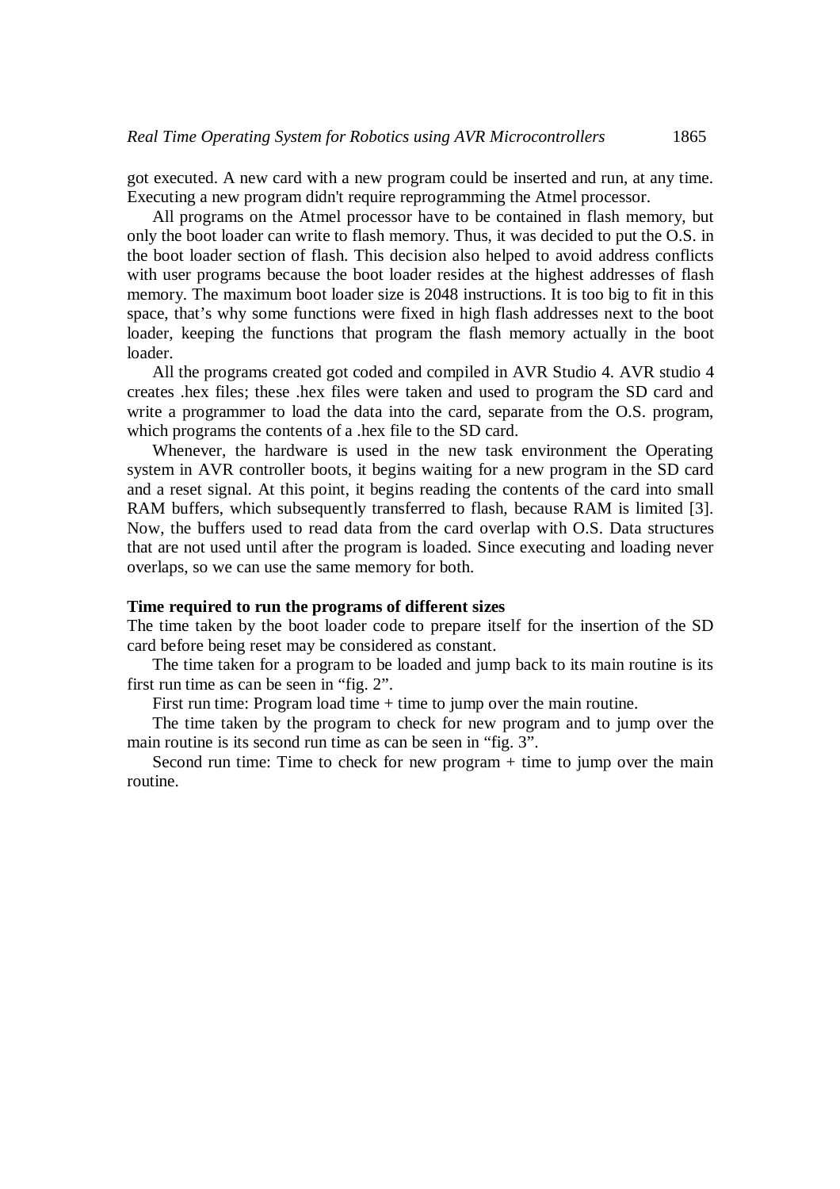got executed. A new card with a new program could be inserted and run, at any time. Executing a new program didn't require reprogramming the Atmel processor.

All programs on the Atmel processor have to be contained in flash memory, but only the boot loader can write to flash memory. Thus, it was decided to put the O.S. in the boot loader section of flash. This decision also helped to avoid address conflicts with user programs because the boot loader resides at the highest addresses of flash memory. The maximum boot loader size is 2048 instructions. It is too big to fit in this space, that's why some functions were fixed in high flash addresses next to the boot loader, keeping the functions that program the flash memory actually in the boot loader.

All the programs created got coded and compiled in AVR Studio 4. AVR studio 4 creates .hex files; these .hex files were taken and used to program the SD card and write a programmer to load the data into the card, separate from the O.S. program, which programs the contents of a .hex file to the SD card.

Whenever, the hardware is used in the new task environment the Operating system in AVR controller boots, it begins waiting for a new program in the SD card and a reset signal. At this point, it begins reading the contents of the card into small RAM buffers, which subsequently transferred to flash, because RAM is limited [3]. Now, the buffers used to read data from the card overlap with O.S. Data structures that are not used until after the program is loaded. Since executing and loading never overlaps, so we can use the same memory for both.

**Time required to run the programs of different sizes**

The time taken by the boot loader code to prepare itself for the insertion of the SD card before being reset may be considered as constant.

The time taken for a program to be loaded and jump back to its main routine is its first run time as can be seen in "fig. 2".

First run time: Program load time + time to jump over the main routine.

The time taken by the program to check for new program and to jump over the main routine is its second run time as can be seen in "fig. 3".

Second run time: Time to check for new program + time to jump over the main routine.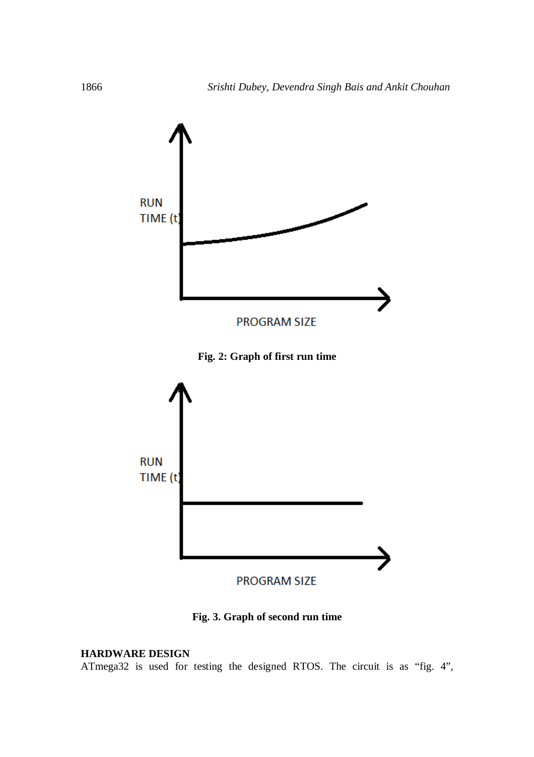**Fig. 2: Graph of first run time**

**Fig. 3. Graph of second run time**

**HARDWARE DESIGN**

ATmega32 is used for testing the designed RTOS. The circuit is as "fig. 4",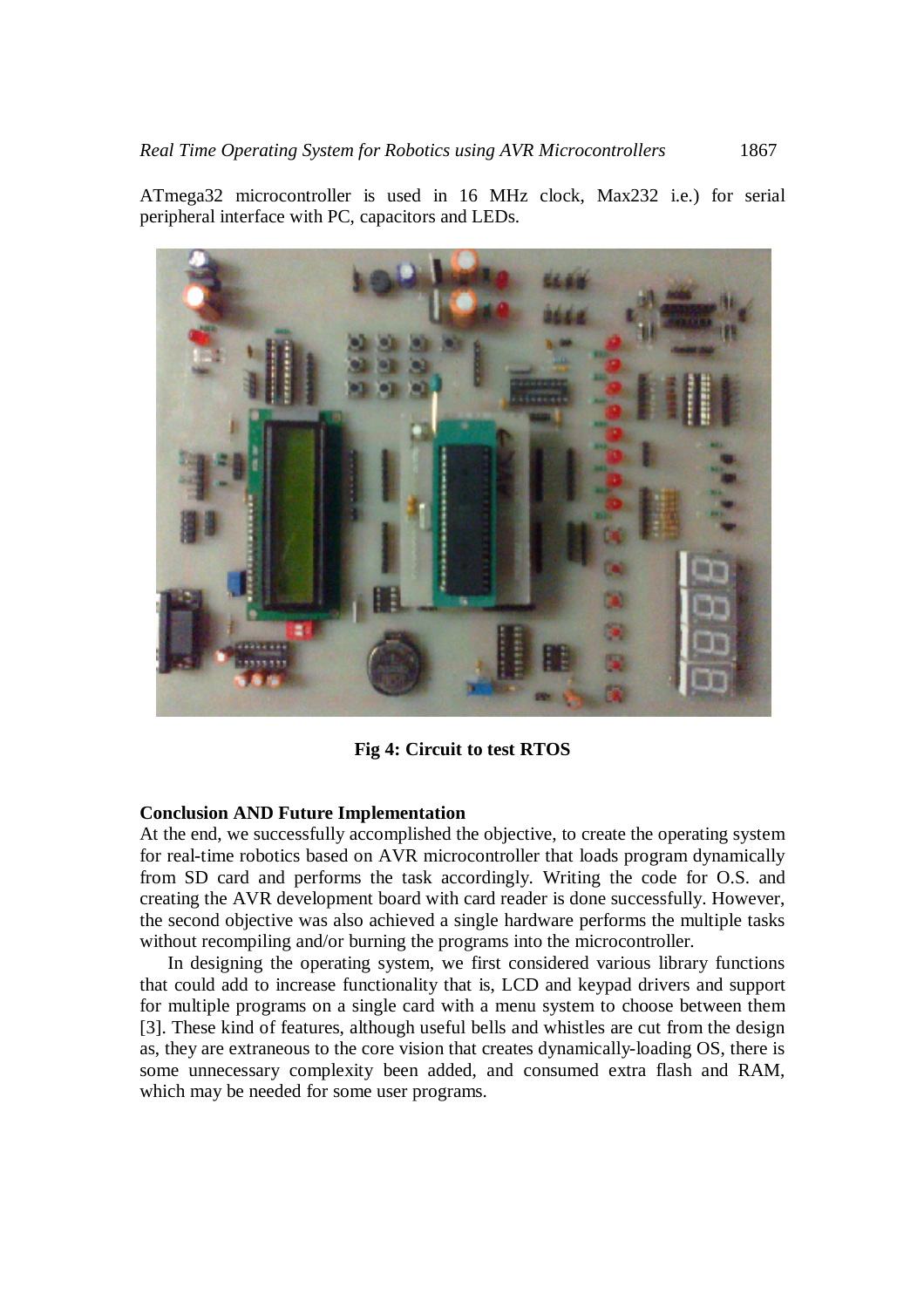ATmega32 microcontroller is used in 16 MHz clock, Max232 i.e.) for serial peripheral interface with PC, capacitors and LEDs.

**Fig 4: Circuit to test RTOS**

**Conclusion AND Future Implementation**

At the end, we successfully accomplished the objective, to create the operating system for real-time robotics based on AVR microcontroller that loads program dynamically from SD card and performs the task accordingly. Writing the code for O.S. and creating the AVR development board with card reader is done successfully. However, the second objective was also achieved a single hardware performs the multiple tasks without recompiling and/or burning the programs into the microcontroller.

In designing the operating system, we first considered various library functions that could add to increase functionality that is, LCD and keypad drivers and support for multiple programs on a single card with a menu system to choose between them [3]. These kind of features, although useful bells and whistles are cut from the design as, they are extraneous to the core vision that creates dynamically-loading OS, there is some unnecessary complexity been added, and consumed extra flash and RAM, which may be needed for some user programs.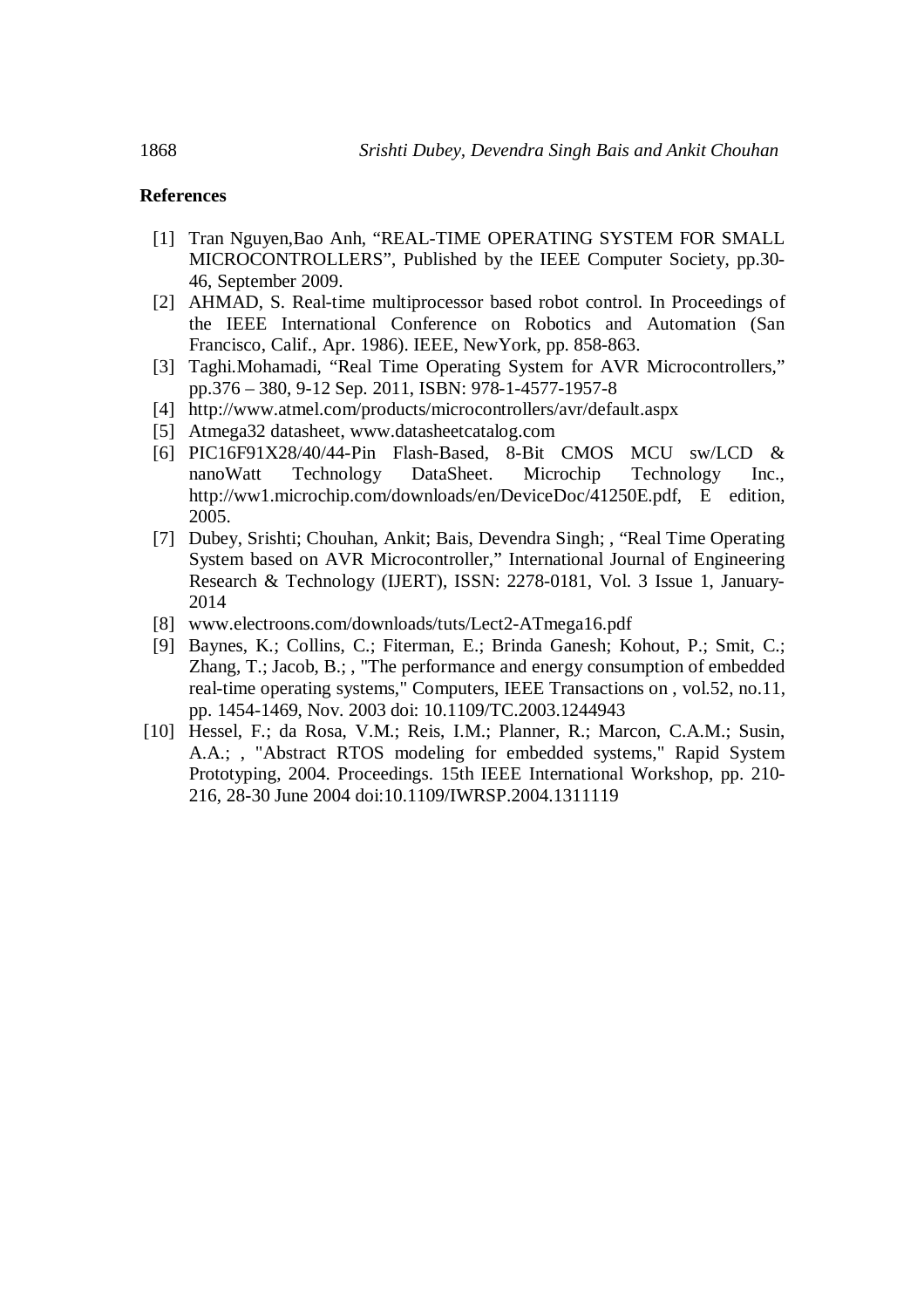**References**

[1] Tran Nguyen,Bao Anh, “REAL-TIME OPERATING SYSTEM FOR SMALL MICROCONTROLLERS”, Published by the IEEE Computer Society, pp.30-46, September 2009.

[2] AHMAD, S. Real-time multiprocessor based robot control. In Proceedings of the IEEE International Conference on Robotics and Automation (San Francisco, Calif., Apr. 1986). IEEE, NewYork, pp. 858-863.

[3] Taghi.Mohamadi, “Real Time Operating System for AVR Microcontrollers,” pp.376 – 380, 9-12 Sep. 2011, ISBN: 978-1-4577-1957-8

[4] http://www.atmel.com/products/microcontrollers/avr/default.aspx

[5] Atmega32 datasheet, www.datasheetcatalog.com

[6] PIC16F91X28/40/44-Pin Flash-Based, 8-Bit CMOS MCU sw/LCD & nanoWatt Technology DataSheet. Microchip Technology Inc., http://ww1.microchip.com/downloads/en/DeviceDoc/41250E.pdf, E edition, 2005.

[7] Dubey, Srishti; Chouhan, Ankit; Bais, Devendra Singh; , “Real Time Operating System based on AVR Microcontroller,” International Journal of Engineering Research & Technology (IJERT), ISSN: 2278-0181, Vol. 3 Issue 1, January-2014

[8] www.electroons.com/downloads/tuts/Lect2-ATmega16.pdf

[9] Baynes, K.; Collins, C.; Fiterman, E.; Brinda Ganesh; Kohout, P.; Smit, C.; Zhang, T.; Jacob, B.; , "The performance and energy consumption of embedded real-time operating systems," Computers, IEEE Transactions on , vol.52, no.11, pp. 1454-1469, Nov. 2003 doi: 10.1109/TC.2003.1244943

[10] Hessel, F.; da Rosa, V.M.; Reis, I.M.; Planner, R.; Marcon, C.A.M.; Susin, A.A.; , "Abstract RTOS modeling for embedded systems," Rapid System Prototyping, 2004. Proceedings. 15th IEEE International Workshop, pp. 210-216, 28-30 June 2004 doi:10.1109/IWRSP.2004.1311119